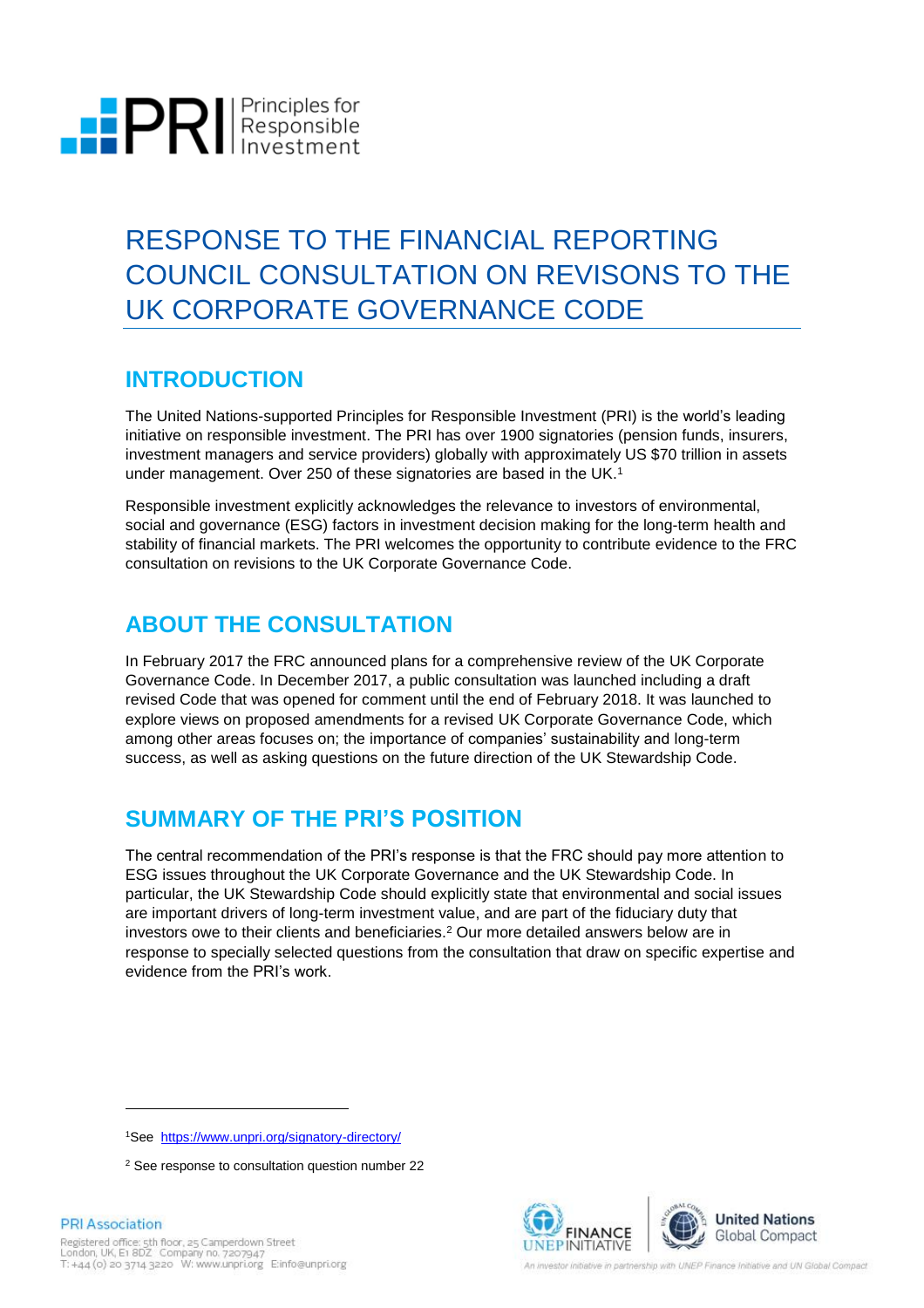# RESPONSE TO THE FINANCIAL REPORTING COUNCIL CONSULTATION ON REVISONS TO THE UK CORPORATE GOVERNANCE CODE

## INTRODUCTION

The United Nations-supported Principles for Responsible Investment (PRI) is the world's leading initiative on responsible investment. The PRI has over 1900 signatories (pension funds, insurers, investment managers and service providers) globally with approximately US $70 trillion in assets under management. Over 250 of these signatories are based in the UK.[1]

Responsible investment explicitly acknowledges the relevance to investors of environmental, social and governance (ESG) factors in investment decision making for the long-term health and stability of financial markets. The PRI welcomes the opportunity to contribute evidence to the FRC consultation on revisions to the UK Corporate Governance Code.

## ABOUT THE CONSULTATION

In February 2017 the FRC announced plans for a comprehensive review of the UK Corporate Governance Code. In December 2017, a public consultation was launched including a draft revised Code that was opened for comment until the end of February 2018. It was launched to explore views on proposed amendments for a revised UK Corporate Governance Code, which among other areas focuses on; the importance of companies' sustainability and long-term success, as well as asking questions on the future direction of the UK Stewardship Code.

## SUMMARY OF THE PRI'S POSITION

The central recommendation of the PRI's response is that the FRC should pay more attention to ESG issues throughout the UK Corporate Governance and the UK Stewardship Code. In particular, the UK Stewardship Code should explicitly state that environmental and social issues are important drivers of long-term investment value, and are part of the fiduciary duty that investors owe to their clients and beneficiaries.[2] Our more detailed answers below are in response to specially selected questions from the consultation that draw on specific expertise and evidence from the PRI's work.

---

[1] See https://www.unpri.org/signatory-directory/

[2] See response to consultation question number 22

PRI Association
Registered office: 5th floor, 25 Camperdown Street London, UK, E1 8DZ Company no. 7207947
T: +44 (0) 20 3714 3220 W: www.unpri.org E:info@unpri.org

An investor initiative in partnership with UNEP Finance Initiative and UN Global Compact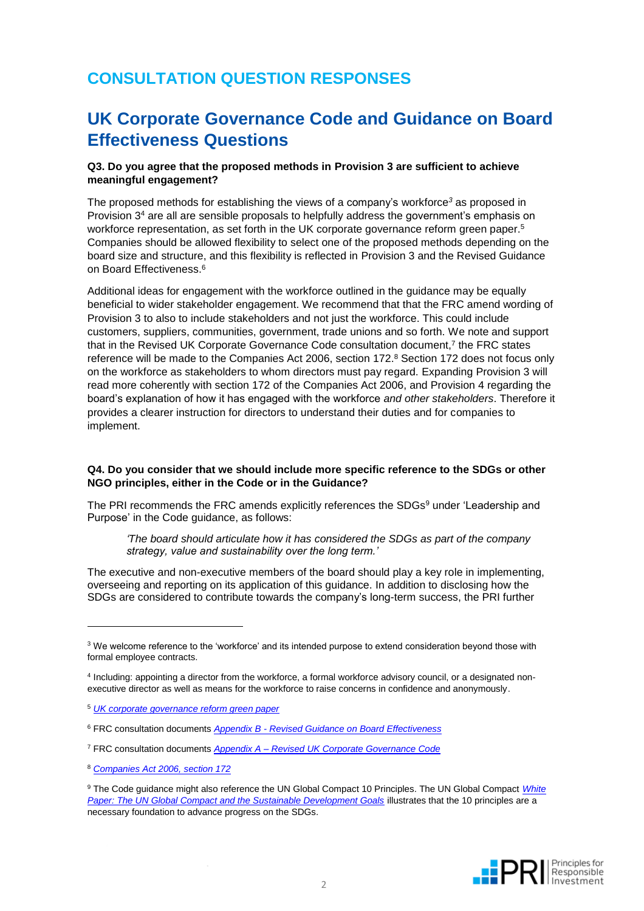# CONSULTATION QUESTION RESPONSES

## UK Corporate Governance Code and Guidance on Board Effectiveness Questions

**Q3. Do you agree that the proposed methods in Provision 3 are sufficient to achieve meaningful engagement?**

The proposed methods for establishing the views of a company's workforce[3] as proposed in Provision 3[4] are all are sensible proposals to helpfully address the government's emphasis on workforce representation, as set forth in the UK corporate governance reform green paper.[5] Companies should be allowed flexibility to select one of the proposed methods depending on the board size and structure, and this flexibility is reflected in Provision 3 and the Revised Guidance on Board Effectiveness.[6]

Additional ideas for engagement with the workforce outlined in the guidance may be equally beneficial to wider stakeholder engagement. We recommend that that the FRC amend wording of Provision 3 to also to include stakeholders and not just the workforce. This could include customers, suppliers, communities, government, trade unions and so forth. We note and support that in the Revised UK Corporate Governance Code consultation document,[7] the FRC states reference will be made to the Companies Act 2006, section 172.[8] Section 172 does not focus only on the workforce as stakeholders to whom directors must pay regard. Expanding Provision 3 will read more coherently with section 172 of the Companies Act 2006, and Provision 4 regarding the board's explanation of how it has engaged with the workforce *and other stakeholders*. Therefore it provides a clearer instruction for directors to understand their duties and for companies to implement.

**Q4. Do you consider that we should include more specific reference to the SDGs or other NGO principles, either in the Code or in the Guidance?**

The PRI recommends the FRC amends explicitly references the SDGs[9] under 'Leadership and Purpose' in the Code guidance, as follows:

> *'The board should articulate how it has considered the SDGs as part of the company strategy, value and sustainability over the long term.'*

The executive and non-executive members of the board should play a key role in implementing, overseeing and reporting on its application of this guidance. In addition to disclosing how the SDGs are considered to contribute towards the company's long-term success, the PRI further

---

[3] We welcome reference to the 'workforce' and its intended purpose to extend consideration beyond those with formal employee contracts.

[4] Including: appointing a director from the workforce, a formal workforce advisory council, or a designated non-executive director as well as means for the workforce to raise concerns in confidence and anonymously.

[5] UK corporate governance reform green paper

[6] FRC consultation documents Appendix B - Revised Guidance on Board Effectiveness

[7] FRC consultation documents Appendix A – Revised UK Corporate Governance Code

[8] Companies Act 2006, section 172

[9] The Code guidance might also reference the UN Global Compact 10 Principles. The UN Global Compact White Paper: The UN Global Compact and the Sustainable Development Goals illustrates that the 10 principles are a necessary foundation to advance progress on the SDGs.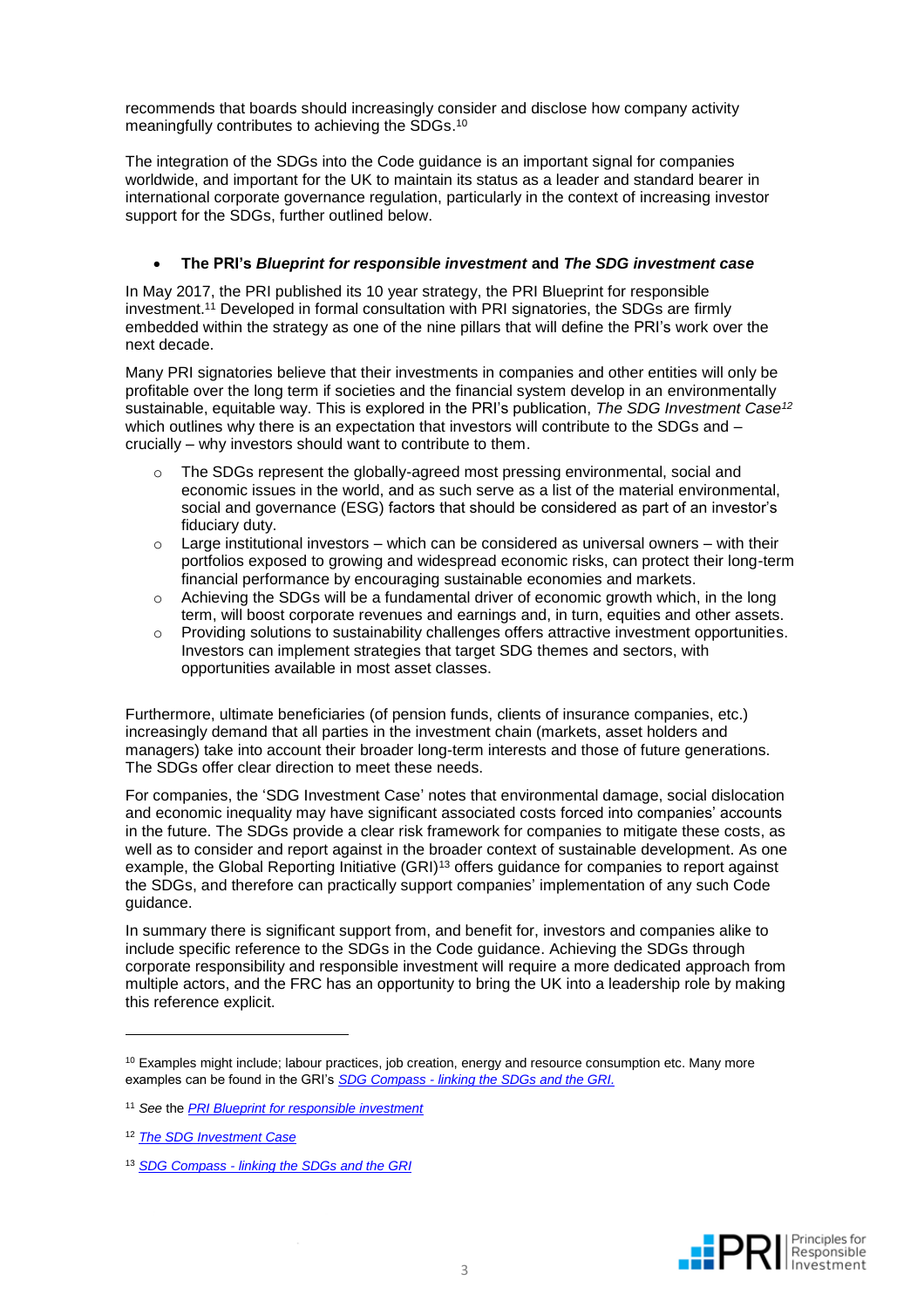recommends that boards should increasingly consider and disclose how company activity meaningfully contributes to achieving the SDGs.[10]

The integration of the SDGs into the Code guidance is an important signal for companies worldwide, and important for the UK to maintain its status as a leader and standard bearer in international corporate governance regulation, particularly in the context of increasing investor support for the SDGs, further outlined below.

- **The PRI's *Blueprint for responsible investment* and *The SDG investment case***

In May 2017, the PRI published its 10 year strategy, the PRI Blueprint for responsible investment.[11] Developed in formal consultation with PRI signatories, the SDGs are firmly embedded within the strategy as one of the nine pillars that will define the PRI's work over the next decade.

Many PRI signatories believe that their investments in companies and other entities will only be profitable over the long term if societies and the financial system develop in an environmentally sustainable, equitable way. This is explored in the PRI's publication, *The SDG Investment Case*[12] which outlines why there is an expectation that investors will contribute to the SDGs and – crucially – why investors should want to contribute to them.

- The SDGs represent the globally-agreed most pressing environmental, social and economic issues in the world, and as such serve as a list of the material environmental, social and governance (ESG) factors that should be considered as part of an investor's fiduciary duty.
- Large institutional investors – which can be considered as universal owners – with their portfolios exposed to growing and widespread economic risks, can protect their long-term financial performance by encouraging sustainable economies and markets.
- Achieving the SDGs will be a fundamental driver of economic growth which, in the long term, will boost corporate revenues and earnings and, in turn, equities and other assets.
- Providing solutions to sustainability challenges offers attractive investment opportunities. Investors can implement strategies that target SDG themes and sectors, with opportunities available in most asset classes.

Furthermore, ultimate beneficiaries (of pension funds, clients of insurance companies, etc.) increasingly demand that all parties in the investment chain (markets, asset holders and managers) take into account their broader long-term interests and those of future generations. The SDGs offer clear direction to meet these needs.

For companies, the 'SDG Investment Case' notes that environmental damage, social dislocation and economic inequality may have significant associated costs forced into companies' accounts in the future. The SDGs provide a clear risk framework for companies to mitigate these costs, as well as to consider and report against in the broader context of sustainable development. As one example, the Global Reporting Initiative (GRI)[13] offers guidance for companies to report against the SDGs, and therefore can practically support companies' implementation of any such Code guidance.

In summary there is significant support from, and benefit for, investors and companies alike to include specific reference to the SDGs in the Code guidance. Achieving the SDGs through corporate responsibility and responsible investment will require a more dedicated approach from multiple actors, and the FRC has an opportunity to bring the UK into a leadership role by making this reference explicit.

---

[10] Examples might include; labour practices, job creation, energy and resource consumption etc. Many more examples can be found in the GRI's *SDG Compass - linking the SDGs and the GRI.*

[11] *See* the *PRI Blueprint for responsible investment*

[12] *The SDG Investment Case*

[13] *SDG Compass - linking the SDGs and the GRI*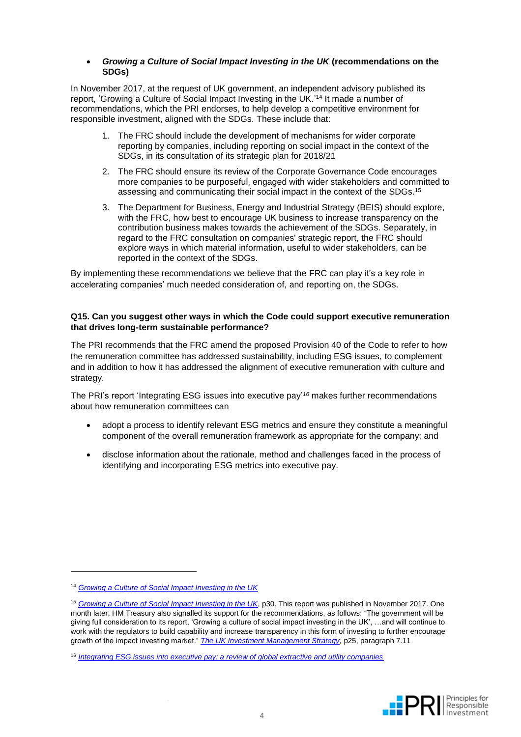- ***Growing a Culture of Social Impact Investing in the UK* (recommendations on the SDGs)**

In November 2017, at the request of UK government, an independent advisory published its report, 'Growing a Culture of Social Impact Investing in the UK.'[14] It made a number of recommendations, which the PRI endorses, to help develop a competitive environment for responsible investment, aligned with the SDGs. These include that:

1. The FRC should include the development of mechanisms for wider corporate reporting by companies, including reporting on social impact in the context of the SDGs, in its consultation of its strategic plan for 2018/21
2. The FRC should ensure its review of the Corporate Governance Code encourages more companies to be purposeful, engaged with wider stakeholders and committed to assessing and communicating their social impact in the context of the SDGs.[15]
3. The Department for Business, Energy and Industrial Strategy (BEIS) should explore, with the FRC, how best to encourage UK business to increase transparency on the contribution business makes towards the achievement of the SDGs. Separately, in regard to the FRC consultation on companies' strategic report, the FRC should explore ways in which material information, useful to wider stakeholders, can be reported in the context of the SDGs.

By implementing these recommendations we believe that the FRC can play it's a key role in accelerating companies' much needed consideration of, and reporting on, the SDGs.

**Q15. Can you suggest other ways in which the Code could support executive remuneration that drives long-term sustainable performance?**

The PRI recommends that the FRC amend the proposed Provision 40 of the Code to refer to how the remuneration committee has addressed sustainability, including ESG issues, to complement and in addition to how it has addressed the alignment of executive remuneration with culture and strategy.

The PRI's report 'Integrating ESG issues into executive pay'[16] makes further recommendations about how remuneration committees can

- adopt a process to identify relevant ESG metrics and ensure they constitute a meaningful component of the overall remuneration framework as appropriate for the company; and
- disclose information about the rationale, method and challenges faced in the process of identifying and incorporating ESG metrics into executive pay.

---

[14] *Growing a Culture of Social Impact Investing in the UK*

[15] *Growing a Culture of Social Impact Investing in the UK*, p30. This report was published in November 2017. One month later, HM Treasury also signalled its support for the recommendations, as follows: "The government will be giving full consideration to its report, 'Growing a culture of social impact investing in the UK', …and will continue to work with the regulators to build capability and increase transparency in this form of investing to further encourage growth of the impact investing market." *The UK Investment Management Strategy*, p25, paragraph 7.11

[16] *Integrating ESG issues into executive pay: a review of global extractive and utility companies*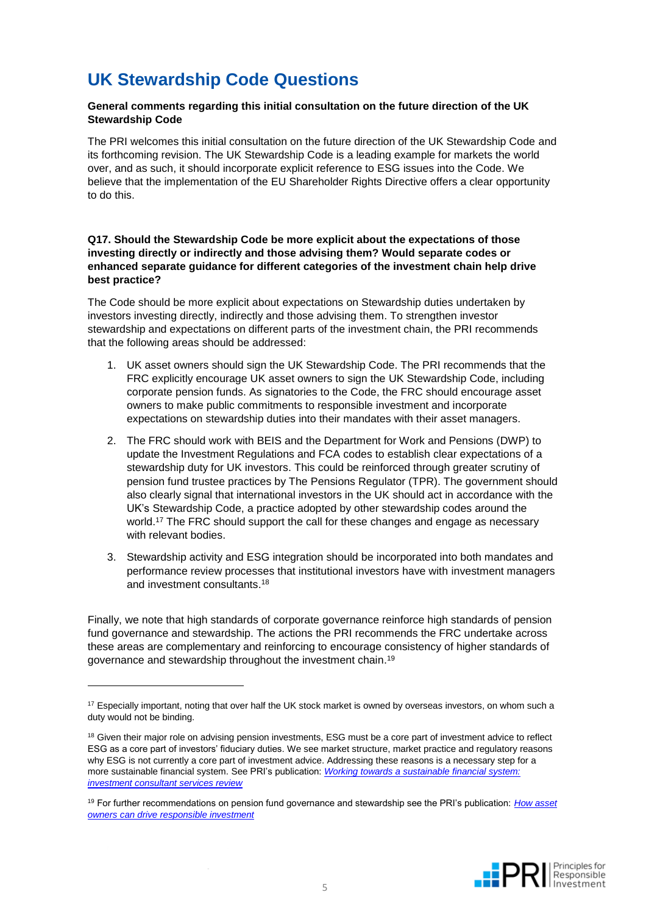# UK Stewardship Code Questions

**General comments regarding this initial consultation on the future direction of the UK Stewardship Code**

The PRI welcomes this initial consultation on the future direction of the UK Stewardship Code and its forthcoming revision. The UK Stewardship Code is a leading example for markets the world over, and as such, it should incorporate explicit reference to ESG issues into the Code. We believe that the implementation of the EU Shareholder Rights Directive offers a clear opportunity to do this.

**Q17. Should the Stewardship Code be more explicit about the expectations of those investing directly or indirectly and those advising them? Would separate codes or enhanced separate guidance for different categories of the investment chain help drive best practice?**

The Code should be more explicit about expectations on Stewardship duties undertaken by investors investing directly, indirectly and those advising them. To strengthen investor stewardship and expectations on different parts of the investment chain, the PRI recommends that the following areas should be addressed:

1. UK asset owners should sign the UK Stewardship Code. The PRI recommends that the FRC explicitly encourage UK asset owners to sign the UK Stewardship Code, including corporate pension funds. As signatories to the Code, the FRC should encourage asset owners to make public commitments to responsible investment and incorporate expectations on stewardship duties into their mandates with their asset managers.

2. The FRC should work with BEIS and the Department for Work and Pensions (DWP) to update the Investment Regulations and FCA codes to establish clear expectations of a stewardship duty for UK investors. This could be reinforced through greater scrutiny of pension fund trustee practices by The Pensions Regulator (TPR). The government should also clearly signal that international investors in the UK should act in accordance with the UK's Stewardship Code, a practice adopted by other stewardship codes around the world.[17] The FRC should support the call for these changes and engage as necessary with relevant bodies.

3. Stewardship activity and ESG integration should be incorporated into both mandates and performance review processes that institutional investors have with investment managers and investment consultants.[18]

Finally, we note that high standards of corporate governance reinforce high standards of pension fund governance and stewardship. The actions the PRI recommends the FRC undertake across these areas are complementary and reinforcing to encourage consistency of higher standards of governance and stewardship throughout the investment chain.[19]

---

[17] Especially important, noting that over half the UK stock market is owned by overseas investors, on whom such a duty would not be binding.

[18] Given their major role on advising pension investments, ESG must be a core part of investment advice to reflect ESG as a core part of investors' fiduciary duties. We see market structure, market practice and regulatory reasons why ESG is not currently a core part of investment advice. Addressing these reasons is a necessary step for a more sustainable financial system. See PRI's publication: *Working towards a sustainable financial system: investment consultant services review*

[19] For further recommendations on pension fund governance and stewardship see the PRI's publication: *How asset owners can drive responsible investment*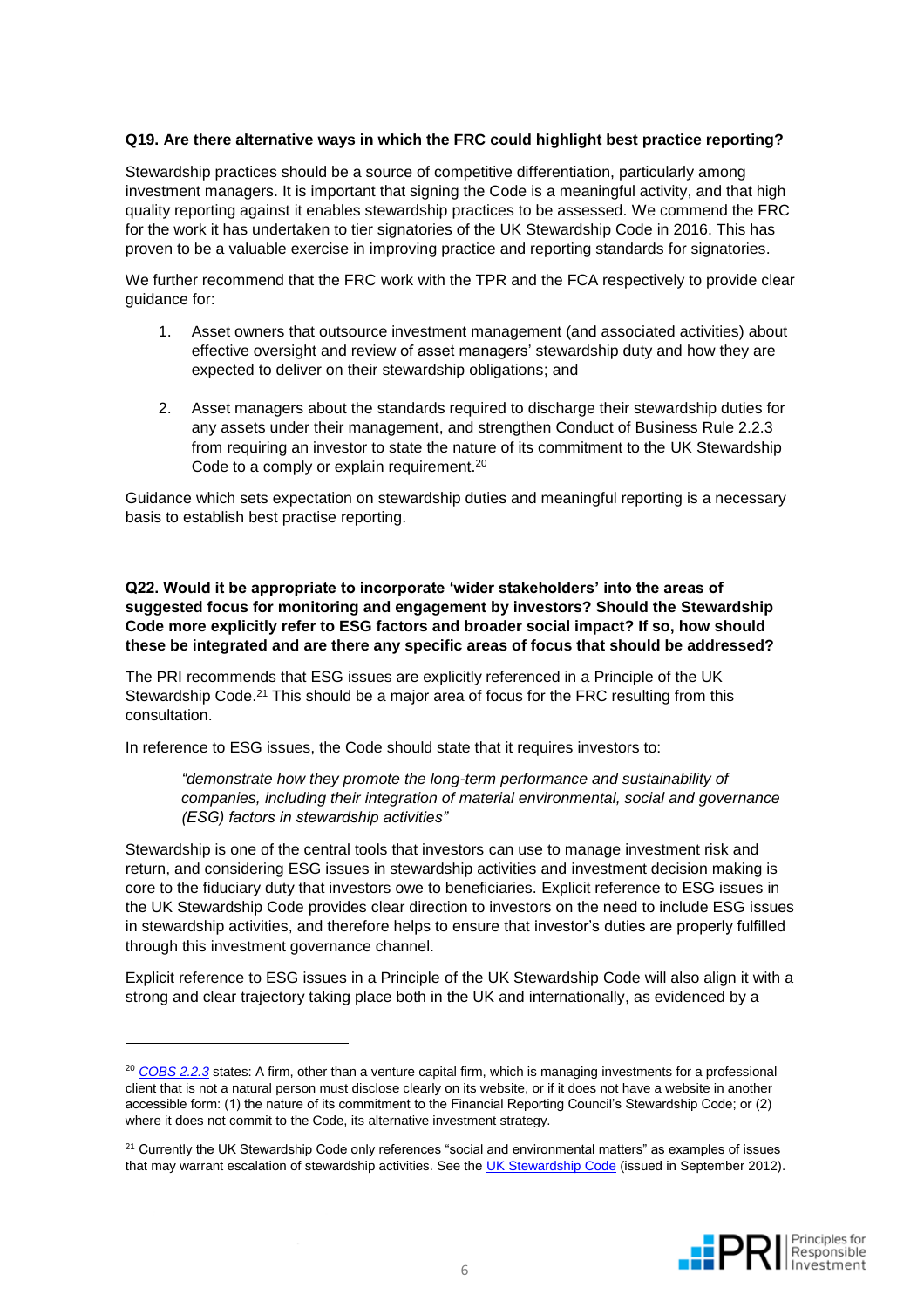**Q19. Are there alternative ways in which the FRC could highlight best practice reporting?**

Stewardship practices should be a source of competitive differentiation, particularly among investment managers. It is important that signing the Code is a meaningful activity, and that high quality reporting against it enables stewardship practices to be assessed. We commend the FRC for the work it has undertaken to tier signatories of the UK Stewardship Code in 2016. This has proven to be a valuable exercise in improving practice and reporting standards for signatories.

We further recommend that the FRC work with the TPR and the FCA respectively to provide clear guidance for:

1. Asset owners that outsource investment management (and associated activities) about effective oversight and review of asset managers' stewardship duty and how they are expected to deliver on their stewardship obligations; and

2. Asset managers about the standards required to discharge their stewardship duties for any assets under their management, and strengthen Conduct of Business Rule 2.2.3 from requiring an investor to state the nature of its commitment to the UK Stewardship Code to a comply or explain requirement.[20]

Guidance which sets expectation on stewardship duties and meaningful reporting is a necessary basis to establish best practise reporting.

**Q22. Would it be appropriate to incorporate 'wider stakeholders' into the areas of suggested focus for monitoring and engagement by investors? Should the Stewardship Code more explicitly refer to ESG factors and broader social impact? If so, how should these be integrated and are there any specific areas of focus that should be addressed?**

The PRI recommends that ESG issues are explicitly referenced in a Principle of the UK Stewardship Code.[21] This should be a major area of focus for the FRC resulting from this consultation.

In reference to ESG issues, the Code should state that it requires investors to:

> *"demonstrate how they promote the long-term performance and sustainability of companies, including their integration of material environmental, social and governance (ESG) factors in stewardship activities"*

Stewardship is one of the central tools that investors can use to manage investment risk and return, and considering ESG issues in stewardship activities and investment decision making is core to the fiduciary duty that investors owe to beneficiaries. Explicit reference to ESG issues in the UK Stewardship Code provides clear direction to investors on the need to include ESG issues in stewardship activities, and therefore helps to ensure that investor's duties are properly fulfilled through this investment governance channel.

Explicit reference to ESG issues in a Principle of the UK Stewardship Code will also align it with a strong and clear trajectory taking place both in the UK and internationally, as evidenced by a

---

[20] *COBS 2.2.3* states: A firm, other than a venture capital firm, which is managing investments for a professional client that is not a natural person must disclose clearly on its website, or if it does not have a website in another accessible form: (1) the nature of its commitment to the Financial Reporting Council's Stewardship Code; or (2) where it does not commit to the Code, its alternative investment strategy.

[21] Currently the UK Stewardship Code only references "social and environmental matters" as examples of issues that may warrant escalation of stewardship activities. See the UK Stewardship Code (issued in September 2012).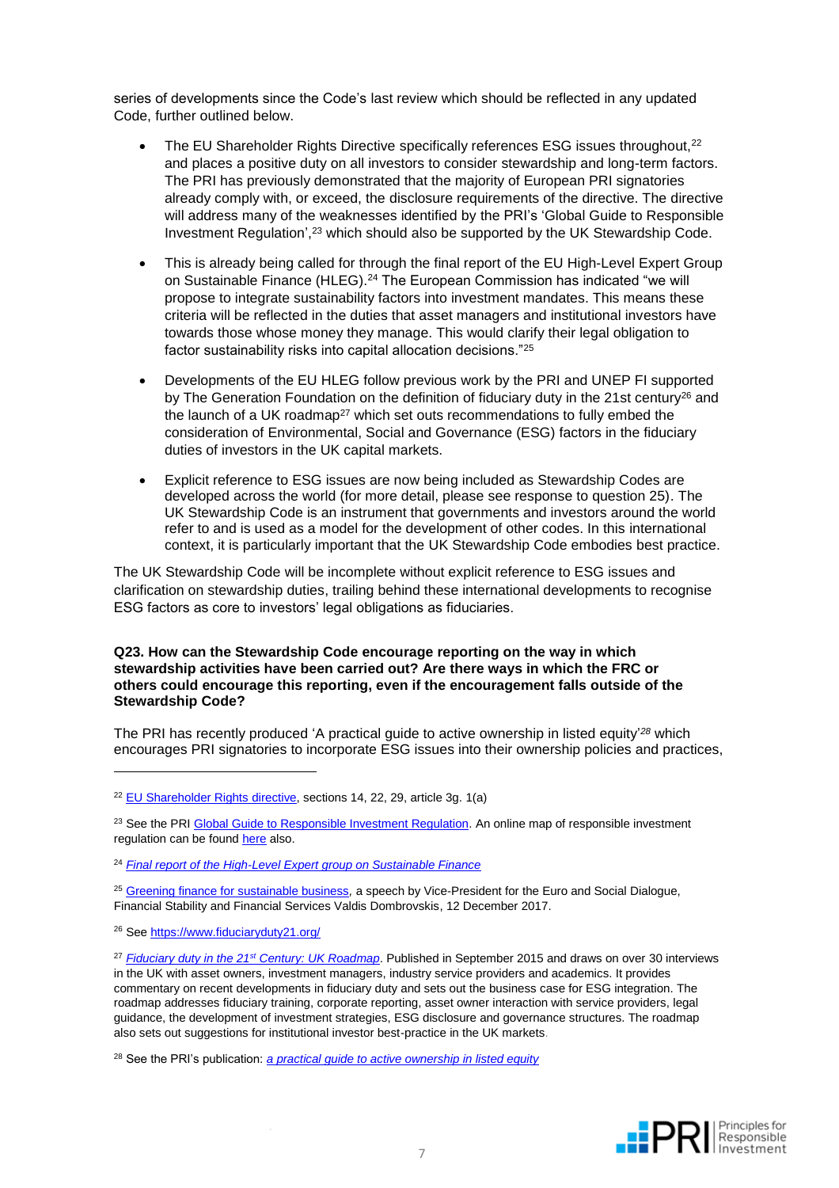series of developments since the Code's last review which should be reflected in any updated Code, further outlined below.

- The EU Shareholder Rights Directive specifically references ESG issues throughout,[22] and places a positive duty on all investors to consider stewardship and long-term factors. The PRI has previously demonstrated that the majority of European PRI signatories already comply with, or exceed, the disclosure requirements of the directive. The directive will address many of the weaknesses identified by the PRI's 'Global Guide to Responsible Investment Regulation',[23] which should also be supported by the UK Stewardship Code.

- This is already being called for through the final report of the EU High-Level Expert Group on Sustainable Finance (HLEG).[24] The European Commission has indicated "we will propose to integrate sustainability factors into investment mandates. This means these criteria will be reflected in the duties that asset managers and institutional investors have towards those whose money they manage. This would clarify their legal obligation to factor sustainability risks into capital allocation decisions."[25]

- Developments of the EU HLEG follow previous work by the PRI and UNEP FI supported by The Generation Foundation on the definition of fiduciary duty in the 21st century[26] and the launch of a UK roadmap[27] which set outs recommendations to fully embed the consideration of Environmental, Social and Governance (ESG) factors in the fiduciary duties of investors in the UK capital markets.

- Explicit reference to ESG issues are now being included as Stewardship Codes are developed across the world (for more detail, please see response to question 25). The UK Stewardship Code is an instrument that governments and investors around the world refer to and is used as a model for the development of other codes. In this international context, it is particularly important that the UK Stewardship Code embodies best practice.

The UK Stewardship Code will be incomplete without explicit reference to ESG issues and clarification on stewardship duties, trailing behind these international developments to recognise ESG factors as core to investors' legal obligations as fiduciaries.

**Q23. How can the Stewardship Code encourage reporting on the way in which stewardship activities have been carried out? Are there ways in which the FRC or others could encourage this reporting, even if the encouragement falls outside of the Stewardship Code?**

The PRI has recently produced 'A practical guide to active ownership in listed equity'[28] which encourages PRI signatories to incorporate ESG issues into their ownership policies and practices,

---

[22] EU Shareholder Rights directive, sections 14, 22, 29, article 3g. 1(a)

[23] See the PRI Global Guide to Responsible Investment Regulation. An online map of responsible investment regulation can be found here also.

[24] *Final report of the High-Level Expert group on Sustainable Finance*

[25] Greening finance for sustainable business, a speech by Vice-President for the Euro and Social Dialogue, Financial Stability and Financial Services Valdis Dombrovskis, 12 December 2017.

[26] See https://www.fiduciaryduty21.org/

[27] *Fiduciary duty in the 21st Century: UK Roadmap*. Published in September 2015 and draws on over 30 interviews in the UK with asset owners, investment managers, industry service providers and academics. It provides commentary on recent developments in fiduciary duty and sets out the business case for ESG integration. The roadmap addresses fiduciary training, corporate reporting, asset owner interaction with service providers, legal guidance, the development of investment strategies, ESG disclosure and governance structures. The roadmap also sets out suggestions for institutional investor best-practice in the UK markets.

[28] See the PRI's publication: *a practical guide to active ownership in listed equity*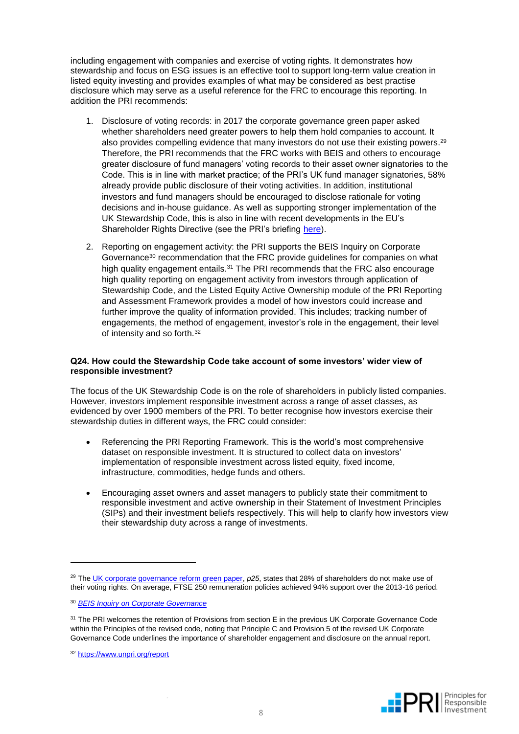including engagement with companies and exercise of voting rights. It demonstrates how stewardship and focus on ESG issues is an effective tool to support long-term value creation in listed equity investing and provides examples of what may be considered as best practise disclosure which may serve as a useful reference for the FRC to encourage this reporting. In addition the PRI recommends:

1. Disclosure of voting records: in 2017 the corporate governance green paper asked whether shareholders need greater powers to help them hold companies to account. It also provides compelling evidence that many investors do not use their existing powers.[29] Therefore, the PRI recommends that the FRC works with BEIS and others to encourage greater disclosure of fund managers' voting records to their asset owner signatories to the Code. This is in line with market practice; of the PRI's UK fund manager signatories, 58% already provide public disclosure of their voting activities. In addition, institutional investors and fund managers should be encouraged to disclose rationale for voting decisions and in-house guidance. As well as supporting stronger implementation of the UK Stewardship Code, this is also in line with recent developments in the EU's Shareholder Rights Directive (see the PRI's briefing [here](#)).

2. Reporting on engagement activity: the PRI supports the BEIS Inquiry on Corporate Governance[30] recommendation that the FRC provide guidelines for companies on what high quality engagement entails.[31] The PRI recommends that the FRC also encourage high quality reporting on engagement activity from investors through application of Stewardship Code, and the Listed Equity Active Ownership module of the PRI Reporting and Assessment Framework provides a model of how investors could increase and further improve the quality of information provided. This includes; tracking number of engagements, the method of engagement, investor's role in the engagement, their level of intensity and so forth.[32]

**Q24. How could the Stewardship Code take account of some investors' wider view of responsible investment?**

The focus of the UK Stewardship Code is on the role of shareholders in publicly listed companies. However, investors implement responsible investment across a range of asset classes, as evidenced by over 1900 members of the PRI. To better recognise how investors exercise their stewardship duties in different ways, the FRC could consider:

- Referencing the PRI Reporting Framework. This is the world's most comprehensive dataset on responsible investment. It is structured to collect data on investors' implementation of responsible investment across listed equity, fixed income, infrastructure, commodities, hedge funds and others.

- Encouraging asset owners and asset managers to publicly state their commitment to responsible investment and active ownership in their Statement of Investment Principles (SIPs) and their investment beliefs respectively. This will help to clarify how investors view their stewardship duty across a range of investments.

---

[29] The UK corporate governance reform green paper, *p25*, states that 28% of shareholders do not make use of their voting rights. On average, FTSE 250 remuneration policies achieved 94% support over the 2013-16 period.

[30] *BEIS Inquiry on Corporate Governance*

[31] The PRI welcomes the retention of Provisions from section E in the previous UK Corporate Governance Code within the Principles of the revised code, noting that Principle C and Provision 5 of the revised UK Corporate Governance Code underlines the importance of shareholder engagement and disclosure on the annual report.

[32] https://www.unpri.org/report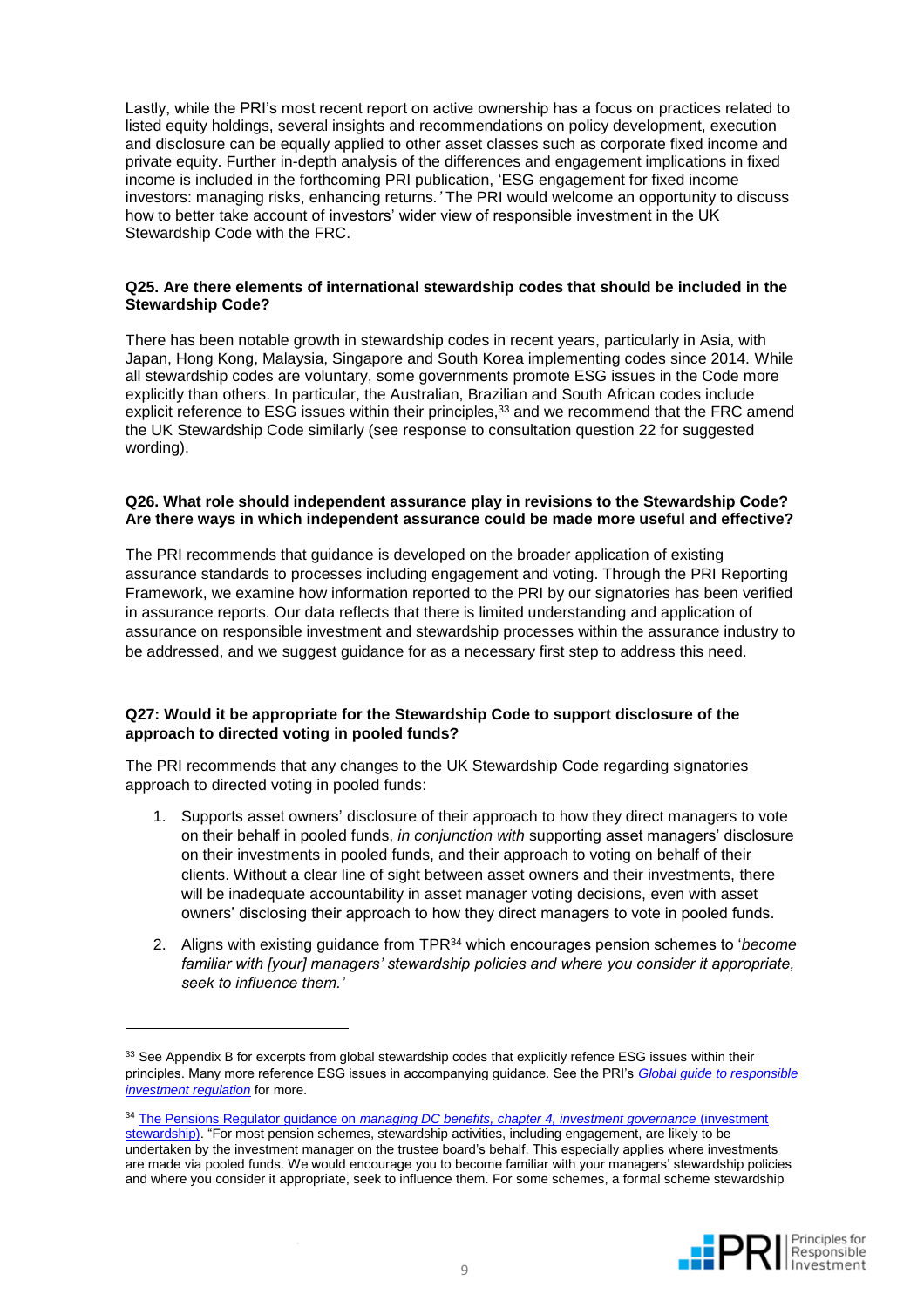Lastly, while the PRI's most recent report on active ownership has a focus on practices related to listed equity holdings, several insights and recommendations on policy development, execution and disclosure can be equally applied to other asset classes such as corporate fixed income and private equity. Further in-depth analysis of the differences and engagement implications in fixed income is included in the forthcoming PRI publication, 'ESG engagement for fixed income investors: managing risks, enhancing returns.*'* The PRI would welcome an opportunity to discuss how to better take account of investors' wider view of responsible investment in the UK Stewardship Code with the FRC.

**Q25. Are there elements of international stewardship codes that should be included in the Stewardship Code?**

There has been notable growth in stewardship codes in recent years, particularly in Asia, with Japan, Hong Kong, Malaysia, Singapore and South Korea implementing codes since 2014. While all stewardship codes are voluntary, some governments promote ESG issues in the Code more explicitly than others. In particular, the Australian, Brazilian and South African codes include explicit reference to ESG issues within their principles,[33] and we recommend that the FRC amend the UK Stewardship Code similarly (see response to consultation question 22 for suggested wording).

**Q26. What role should independent assurance play in revisions to the Stewardship Code? Are there ways in which independent assurance could be made more useful and effective?**

The PRI recommends that guidance is developed on the broader application of existing assurance standards to processes including engagement and voting. Through the PRI Reporting Framework, we examine how information reported to the PRI by our signatories has been verified in assurance reports. Our data reflects that there is limited understanding and application of assurance on responsible investment and stewardship processes within the assurance industry to be addressed, and we suggest guidance for as a necessary first step to address this need.

**Q27: Would it be appropriate for the Stewardship Code to support disclosure of the approach to directed voting in pooled funds?**

The PRI recommends that any changes to the UK Stewardship Code regarding signatories approach to directed voting in pooled funds:

1. Supports asset owners' disclosure of their approach to how they direct managers to vote on their behalf in pooled funds, *in conjunction with* supporting asset managers' disclosure on their investments in pooled funds, and their approach to voting on behalf of their clients. Without a clear line of sight between asset owners and their investments, there will be inadequate accountability in asset manager voting decisions, even with asset owners' disclosing their approach to how they direct managers to vote in pooled funds.

2. Aligns with existing guidance from TPR[34] which encourages pension schemes to '*become familiar with [your] managers' stewardship policies and where you consider it appropriate, seek to influence them.'*

[33] See Appendix B for excerpts from global stewardship codes that explicitly refence ESG issues within their principles. Many more reference ESG issues in accompanying guidance. See the PRI's *Global guide to responsible investment regulation* for more.

[34] The Pensions Regulator guidance on *managing DC benefits, chapter 4, investment governance* (investment stewardship). "For most pension schemes, stewardship activities, including engagement, are likely to be undertaken by the investment manager on the trustee board's behalf. This especially applies where investments are made via pooled funds. We would encourage you to become familiar with your managers' stewardship policies and where you consider it appropriate, seek to influence them. For some schemes, a formal scheme stewardship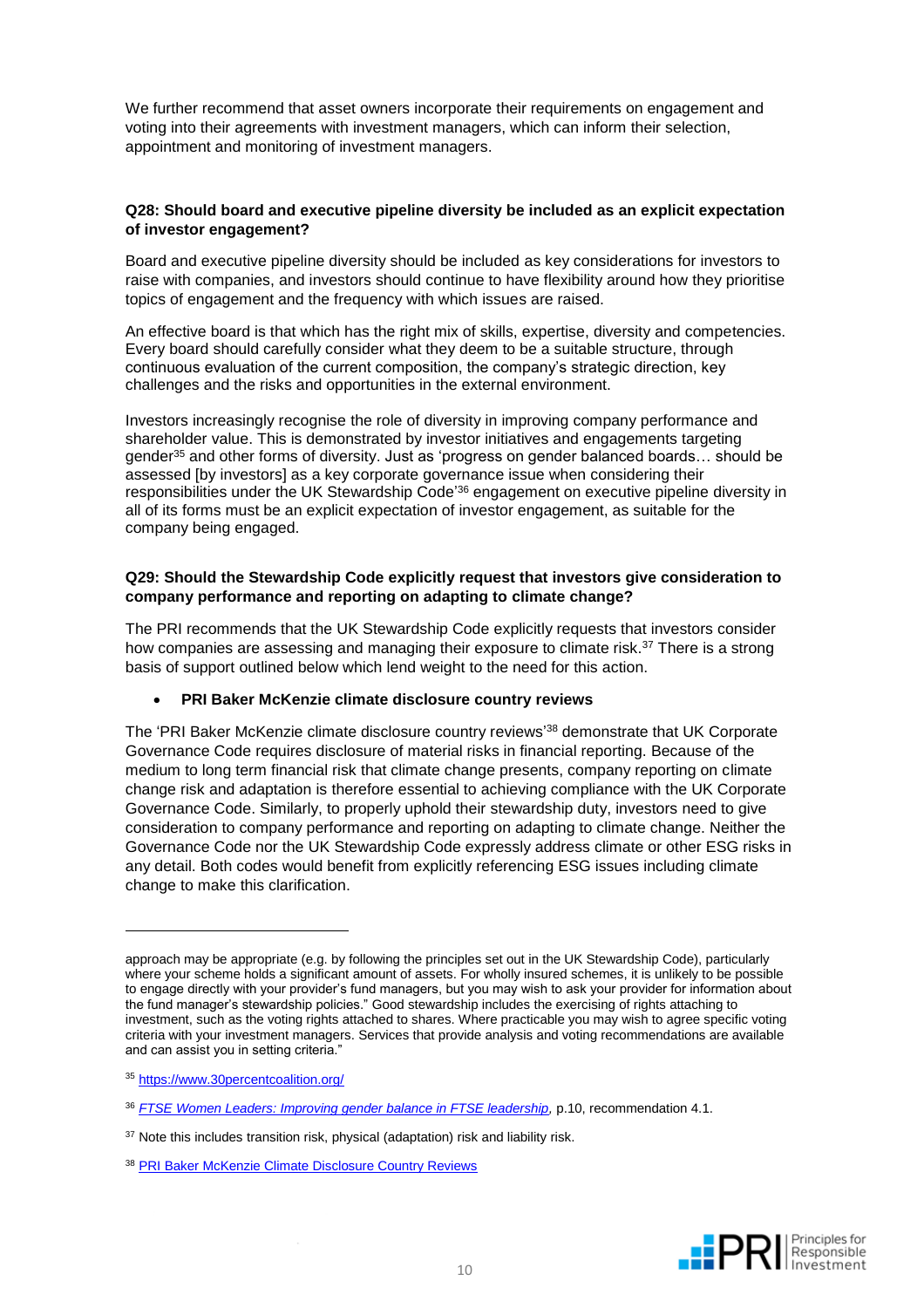We further recommend that asset owners incorporate their requirements on engagement and voting into their agreements with investment managers, which can inform their selection, appointment and monitoring of investment managers.

**Q28: Should board and executive pipeline diversity be included as an explicit expectation of investor engagement?**

Board and executive pipeline diversity should be included as key considerations for investors to raise with companies, and investors should continue to have flexibility around how they prioritise topics of engagement and the frequency with which issues are raised.

An effective board is that which has the right mix of skills, expertise, diversity and competencies. Every board should carefully consider what they deem to be a suitable structure, through continuous evaluation of the current composition, the company's strategic direction, key challenges and the risks and opportunities in the external environment.

Investors increasingly recognise the role of diversity in improving company performance and shareholder value. This is demonstrated by investor initiatives and engagements targeting gender[35] and other forms of diversity. Just as 'progress on gender balanced boards… should be assessed [by investors] as a key corporate governance issue when considering their responsibilities under the UK Stewardship Code'[36] engagement on executive pipeline diversity in all of its forms must be an explicit expectation of investor engagement, as suitable for the company being engaged.

**Q29: Should the Stewardship Code explicitly request that investors give consideration to company performance and reporting on adapting to climate change?**

The PRI recommends that the UK Stewardship Code explicitly requests that investors consider how companies are assessing and managing their exposure to climate risk.[37] There is a strong basis of support outlined below which lend weight to the need for this action.

- **PRI Baker McKenzie climate disclosure country reviews**

The 'PRI Baker McKenzie climate disclosure country reviews'[38] demonstrate that UK Corporate Governance Code requires disclosure of material risks in financial reporting. Because of the medium to long term financial risk that climate change presents, company reporting on climate change risk and adaptation is therefore essential to achieving compliance with the UK Corporate Governance Code. Similarly, to properly uphold their stewardship duty, investors need to give consideration to company performance and reporting on adapting to climate change. Neither the Governance Code nor the UK Stewardship Code expressly address climate or other ESG risks in any detail. Both codes would benefit from explicitly referencing ESG issues including climate change to make this clarification.

---

approach may be appropriate (e.g. by following the principles set out in the UK Stewardship Code), particularly where your scheme holds a significant amount of assets. For wholly insured schemes, it is unlikely to be possible to engage directly with your provider's fund managers, but you may wish to ask your provider for information about the fund manager's stewardship policies." Good stewardship includes the exercising of rights attaching to investment, such as the voting rights attached to shares. Where practicable you may wish to agree specific voting criteria with your investment managers. Services that provide analysis and voting recommendations are available and can assist you in setting criteria."

[35] https://www.30percentcoalition.org/

[36] *FTSE Women Leaders: Improving gender balance in FTSE leadership*, p.10, recommendation 4.1.

[37] Note this includes transition risk, physical (adaptation) risk and liability risk.

[38] PRI Baker McKenzie Climate Disclosure Country Reviews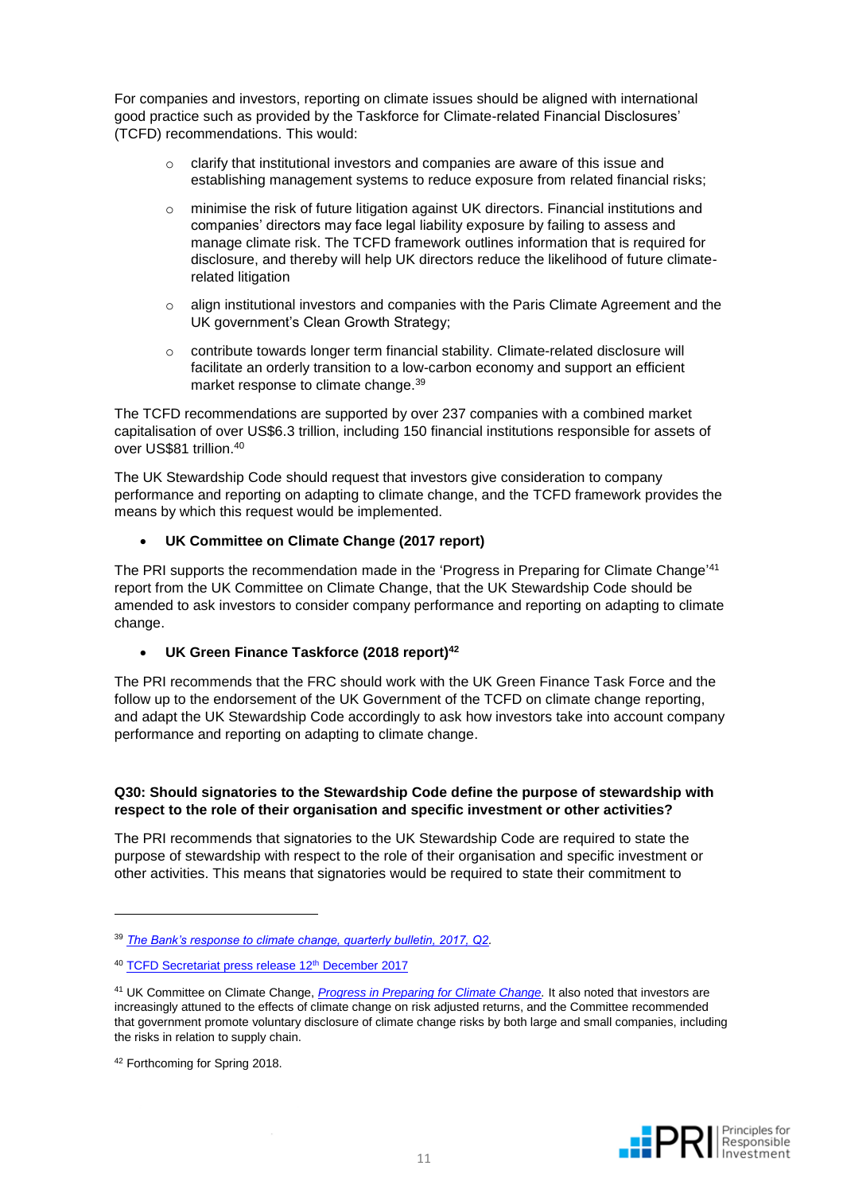For companies and investors, reporting on climate issues should be aligned with international good practice such as provided by the Taskforce for Climate-related Financial Disclosures' (TCFD) recommendations. This would:

- clarify that institutional investors and companies are aware of this issue and establishing management systems to reduce exposure from related financial risks;
- minimise the risk of future litigation against UK directors. Financial institutions and companies' directors may face legal liability exposure by failing to assess and manage climate risk. The TCFD framework outlines information that is required for disclosure, and thereby will help UK directors reduce the likelihood of future climate-related litigation
- align institutional investors and companies with the Paris Climate Agreement and the UK government's Clean Growth Strategy;
- contribute towards longer term financial stability. Climate-related disclosure will facilitate an orderly transition to a low-carbon economy and support an efficient market response to climate change.[39]

The TCFD recommendations are supported by over 237 companies with a combined market capitalisation of over US$6.3 trillion, including 150 financial institutions responsible for assets of over US$81 trillion.[40]

The UK Stewardship Code should request that investors give consideration to company performance and reporting on adapting to climate change, and the TCFD framework provides the means by which this request would be implemented.

- **UK Committee on Climate Change (2017 report)**

The PRI supports the recommendation made in the 'Progress in Preparing for Climate Change'[41] report from the UK Committee on Climate Change, that the UK Stewardship Code should be amended to ask investors to consider company performance and reporting on adapting to climate change.

- **UK Green Finance Taskforce (2018 report)[42]**

The PRI recommends that the FRC should work with the UK Green Finance Task Force and the follow up to the endorsement of the UK Government of the TCFD on climate change reporting, and adapt the UK Stewardship Code accordingly to ask how investors take into account company performance and reporting on adapting to climate change.

**Q30: Should signatories to the Stewardship Code define the purpose of stewardship with respect to the role of their organisation and specific investment or other activities?**

The PRI recommends that signatories to the UK Stewardship Code are required to state the purpose of stewardship with respect to the role of their organisation and specific investment or other activities. This means that signatories would be required to state their commitment to

---

[39] *The Bank's response to climate change, quarterly bulletin, 2017, Q2.*

[40] TCFD Secretariat press release 12th December 2017

[41] UK Committee on Climate Change, *Progress in Preparing for Climate Change.* It also noted that investors are increasingly attuned to the effects of climate change on risk adjusted returns, and the Committee recommended that government promote voluntary disclosure of climate change risks by both large and small companies, including the risks in relation to supply chain.

[42] Forthcoming for Spring 2018.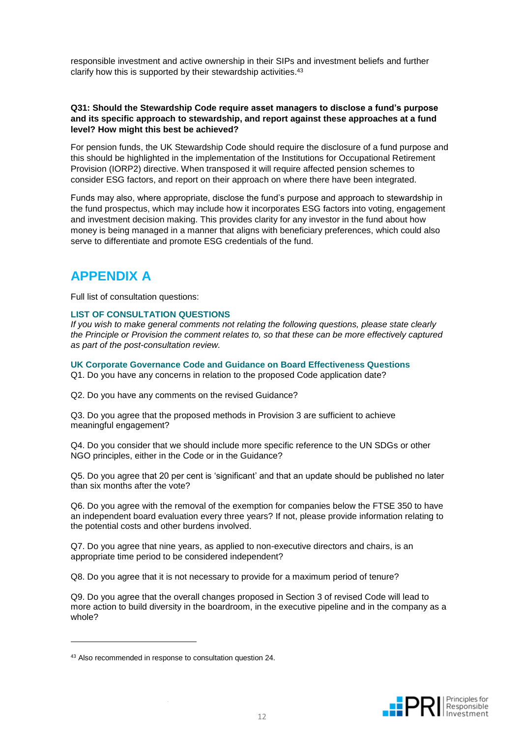responsible investment and active ownership in their SIPs and investment beliefs and further clarify how this is supported by their stewardship activities.[43]

**Q31: Should the Stewardship Code require asset managers to disclose a fund's purpose and its specific approach to stewardship, and report against these approaches at a fund level? How might this best be achieved?**

For pension funds, the UK Stewardship Code should require the disclosure of a fund purpose and this should be highlighted in the implementation of the Institutions for Occupational Retirement Provision (IORP2) directive. When transposed it will require affected pension schemes to consider ESG factors, and report on their approach on where there have been integrated.

Funds may also, where appropriate, disclose the fund's purpose and approach to stewardship in the fund prospectus, which may include how it incorporates ESG factors into voting, engagement and investment decision making. This provides clarity for any investor in the fund about how money is being managed in a manner that aligns with beneficiary preferences, which could also serve to differentiate and promote ESG credentials of the fund.

# APPENDIX A

Full list of consultation questions:

### LIST OF CONSULTATION QUESTIONS

*If you wish to make general comments not relating the following questions, please state clearly the Principle or Provision the comment relates to, so that these can be more effectively captured as part of the post-consultation review.*

### UK Corporate Governance Code and Guidance on Board Effectiveness Questions

Q1. Do you have any concerns in relation to the proposed Code application date?

Q2. Do you have any comments on the revised Guidance?

Q3. Do you agree that the proposed methods in Provision 3 are sufficient to achieve meaningful engagement?

Q4. Do you consider that we should include more specific reference to the UN SDGs or other NGO principles, either in the Code or in the Guidance?

Q5. Do you agree that 20 per cent is 'significant' and that an update should be published no later than six months after the vote?

Q6. Do you agree with the removal of the exemption for companies below the FTSE 350 to have an independent board evaluation every three years? If not, please provide information relating to the potential costs and other burdens involved.

Q7. Do you agree that nine years, as applied to non-executive directors and chairs, is an appropriate time period to be considered independent?

Q8. Do you agree that it is not necessary to provide for a maximum period of tenure?

Q9. Do you agree that the overall changes proposed in Section 3 of revised Code will lead to more action to build diversity in the boardroom, in the executive pipeline and in the company as a whole?

---

[43] Also recommended in response to consultation question 24.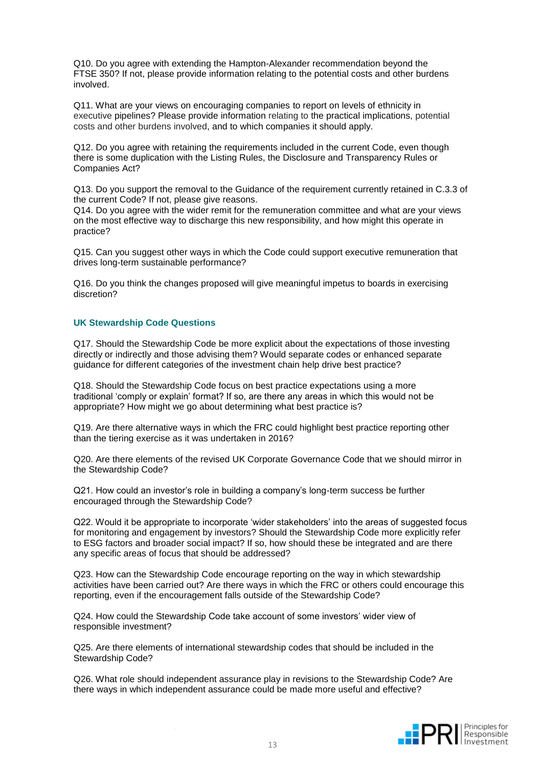Q10. Do you agree with extending the Hampton-Alexander recommendation beyond the FTSE 350? If not, please provide information relating to the potential costs and other burdens involved.

Q11. What are your views on encouraging companies to report on levels of ethnicity in executive pipelines? Please provide information relating to the practical implications, potential costs and other burdens involved, and to which companies it should apply.

Q12. Do you agree with retaining the requirements included in the current Code, even though there is some duplication with the Listing Rules, the Disclosure and Transparency Rules or Companies Act?

Q13. Do you support the removal to the Guidance of the requirement currently retained in C.3.3 of the current Code? If not, please give reasons.

Q14. Do you agree with the wider remit for the remuneration committee and what are your views on the most effective way to discharge this new responsibility, and how might this operate in practice?

Q15. Can you suggest other ways in which the Code could support executive remuneration that drives long-term sustainable performance?

Q16. Do you think the changes proposed will give meaningful impetus to boards in exercising discretion?

### UK Stewardship Code Questions

Q17. Should the Stewardship Code be more explicit about the expectations of those investing directly or indirectly and those advising them? Would separate codes or enhanced separate guidance for different categories of the investment chain help drive best practice?

Q18. Should the Stewardship Code focus on best practice expectations using a more traditional 'comply or explain' format? If so, are there any areas in which this would not be appropriate? How might we go about determining what best practice is?

Q19. Are there alternative ways in which the FRC could highlight best practice reporting other than the tiering exercise as it was undertaken in 2016?

Q20. Are there elements of the revised UK Corporate Governance Code that we should mirror in the Stewardship Code?

Q21. How could an investor's role in building a company's long-term success be further encouraged through the Stewardship Code?

Q22. Would it be appropriate to incorporate 'wider stakeholders' into the areas of suggested focus for monitoring and engagement by investors? Should the Stewardship Code more explicitly refer to ESG factors and broader social impact? If so, how should these be integrated and are there any specific areas of focus that should be addressed?

Q23. How can the Stewardship Code encourage reporting on the way in which stewardship activities have been carried out? Are there ways in which the FRC or others could encourage this reporting, even if the encouragement falls outside of the Stewardship Code?

Q24. How could the Stewardship Code take account of some investors' wider view of responsible investment?

Q25. Are there elements of international stewardship codes that should be included in the Stewardship Code?

Q26. What role should independent assurance play in revisions to the Stewardship Code? Are there ways in which independent assurance could be made more useful and effective?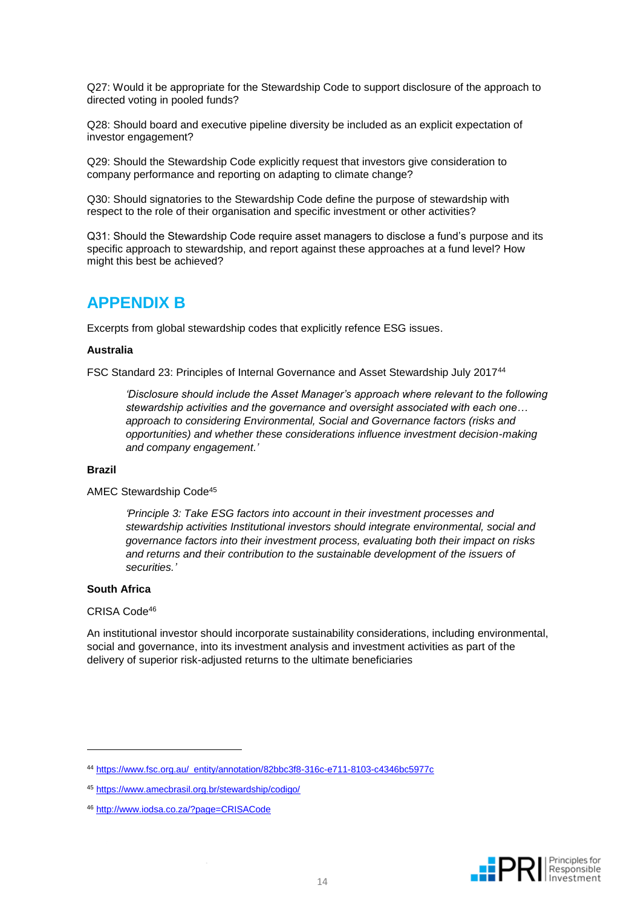Q27: Would it be appropriate for the Stewardship Code to support disclosure of the approach to directed voting in pooled funds?

Q28: Should board and executive pipeline diversity be included as an explicit expectation of investor engagement?

Q29: Should the Stewardship Code explicitly request that investors give consideration to company performance and reporting on adapting to climate change?

Q30: Should signatories to the Stewardship Code define the purpose of stewardship with respect to the role of their organisation and specific investment or other activities?

Q31: Should the Stewardship Code require asset managers to disclose a fund's purpose and its specific approach to stewardship, and report against these approaches at a fund level? How might this best be achieved?

# APPENDIX B

Excerpts from global stewardship codes that explicitly refence ESG issues.

**Australia**

FSC Standard 23: Principles of Internal Governance and Asset Stewardship July 2017[44]

> *'Disclosure should include the Asset Manager's approach where relevant to the following stewardship activities and the governance and oversight associated with each one… approach to considering Environmental, Social and Governance factors (risks and opportunities) and whether these considerations influence investment decision-making and company engagement.'*

**Brazil**

AMEC Stewardship Code[45]

> *'Principle 3: Take ESG factors into account in their investment processes and stewardship activities Institutional investors should integrate environmental, social and governance factors into their investment process, evaluating both their impact on risks and returns and their contribution to the sustainable development of the issuers of securities.'*

**South Africa**

CRISA Code[46]

An institutional investor should incorporate sustainability considerations, including environmental, social and governance, into its investment analysis and investment activities as part of the delivery of superior risk-adjusted returns to the ultimate beneficiaries

---

[44] https://www.fsc.org.au/_entity/annotation/82bbc3f8-316c-e711-8103-c4346bc5977c

[45] https://www.amecbrasil.org.br/stewardship/codigo/

[46] http://www.iodsa.co.za/?page=CRISACode